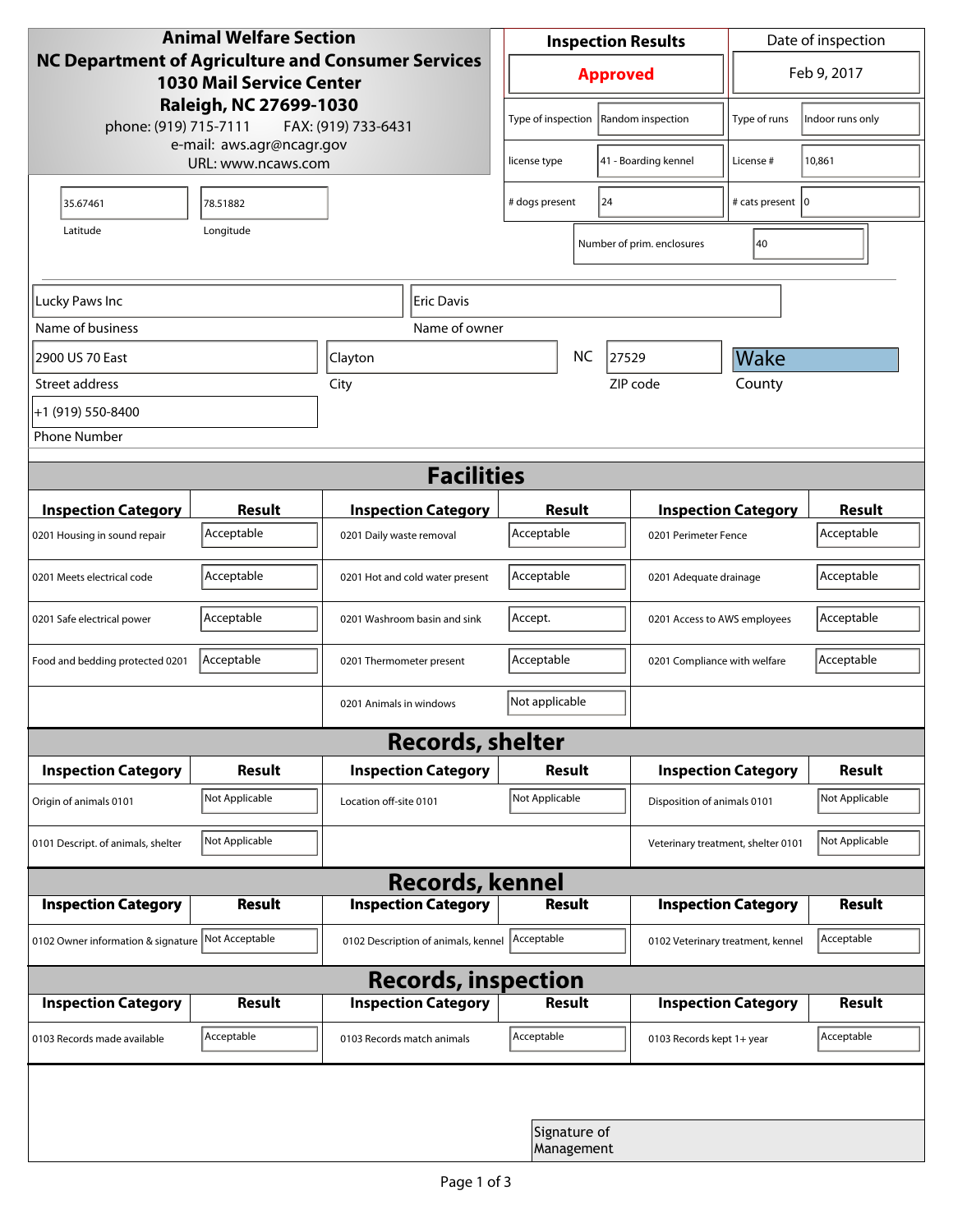**Animal Welfare Section**
**NC Department of Agriculture and Consumer Services**
**1030 Mail Service Center**
**Raleigh, NC 27699-1030**
phone: (919) 715-7111 FAX: (919) 733-6431
e-mail: aws.agr@ncagr.gov
URL: www.ncaws.com

| Inspection Results | Date of inspection |
|---|---|
| **Approved** | Feb 9, 2017 |

| | | | |
|---|---|---|---|
| Type of inspection | Random inspection | Type of runs | Indoor runs only |
| license type | 41 - Boarding kennel | License # | 10,861 |
| # dogs present | 24 | # cats present | 0 |
| Number of prim. enclosures | 40 | | |

| Latitude | Longitude |
|---|---|
| 35.67461 | 78.51882 |

| Name of business | Name of owner |
|---|---|
| Lucky Paws Inc | Eric Davis |

| Street address | City | State | ZIP code | County |
|---|---|---|---|---|
| 2900 US 70 East | Clayton | NC | 27529 | Wake |

Phone Number: +1 (919) 550-8400

## Facilities

| Inspection Category | Result | Inspection Category | Result | Inspection Category | Result |
|---|---|---|---|---|---|
| 0201 Housing in sound repair | Acceptable | 0201 Daily waste removal | Acceptable | 0201 Perimeter Fence | Acceptable |
| 0201 Meets electrical code | Acceptable | 0201 Hot and cold water present | Acceptable | 0201 Adequate drainage | Acceptable |
| 0201 Safe electrical power | Acceptable | 0201 Washroom basin and sink | Accept. | 0201 Access to AWS employees | Acceptable |
| Food and bedding protected 0201 | Acceptable | 0201 Thermometer present | Acceptable | 0201 Compliance with welfare | Acceptable |
| | | 0201 Animals in windows | Not applicable | | |

## Records, shelter

| Inspection Category | Result | Inspection Category | Result | Inspection Category | Result |
|---|---|---|---|---|---|
| Origin of animals 0101 | Not Applicable | Location off-site 0101 | Not Applicable | Disposition of animals 0101 | Not Applicable |
| 0101 Descript. of animals, shelter | Not Applicable | | | Veterinary treatment, shelter 0101 | Not Applicable |

## Records, kennel

| Inspection Category | Result | Inspection Category | Result | Inspection Category | Result |
|---|---|---|---|---|---|
| 0102 Owner information & signature | Not Acceptable | 0102 Description of animals, kennel | Acceptable | 0102 Veterinary treatment, kennel | Acceptable |

## Records, inspection

| Inspection Category | Result | Inspection Category | Result | Inspection Category | Result |
|---|---|---|---|---|---|
| 0103 Records made available | Acceptable | 0103 Records match animals | Acceptable | 0103 Records kept 1+ year | Acceptable |

Signature of Management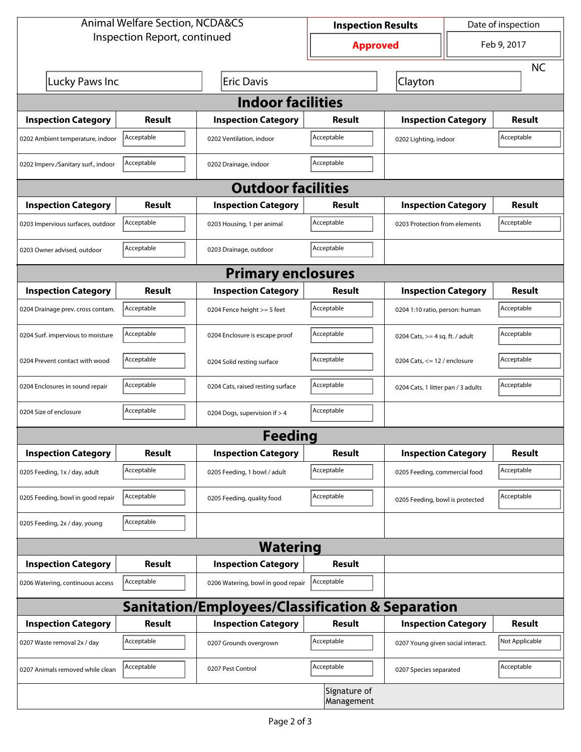Animal Welfare Section, NCDA&CS
Inspection Report, continued

| Inspection Results | Date of inspection |
| --- | --- |
| **Approved** | Feb 9, 2017 |

| | | | |
| --- | --- | --- | --- |
| Lucky Paws Inc | Eric Davis | Clayton | NC |

## Indoor facilities

| Inspection Category | Result | Inspection Category | Result | Inspection Category | Result |
| --- | --- | --- | --- | --- | --- |
| 0202 Ambient temperature, indoor | Acceptable | 0202 Ventilation, indoor | Acceptable | 0202 Lighting, indoor | Acceptable |
| 0202 Imperv./Sanitary surf., indoor | Acceptable | 0202 Drainage, indoor | Acceptable | | |

## Outdoor facilities

| Inspection Category | Result | Inspection Category | Result | Inspection Category | Result |
| --- | --- | --- | --- | --- | --- |
| 0203 Impervious surfaces, outdoor | Acceptable | 0203 Housing, 1 per animal | Acceptable | 0203 Protection from elements | Acceptable |
| 0203 Owner advised, outdoor | Acceptable | 0203 Drainage, outdoor | Acceptable | | |

## Primary enclosures

| Inspection Category | Result | Inspection Category | Result | Inspection Category | Result |
| --- | --- | --- | --- | --- | --- |
| 0204 Drainage prev. cross contam. | Acceptable | 0204 Fence height >= 5 feet | Acceptable | 0204 1:10 ratio, person: human | Acceptable |
| 0204 Surf. impervious to moisture | Acceptable | 0204 Enclosure is escape proof | Acceptable | 0204 Cats, >= 4 sq. ft. / adult | Acceptable |
| 0204 Prevent contact with wood | Acceptable | 0204 Solid resting surface | Acceptable | 0204 Cats, <= 12 / enclosure | Acceptable |
| 0204 Enclosures in sound repair | Acceptable | 0204 Cats, raised resting surface | Acceptable | 0204 Cats, 1 litter pan / 3 adults | Acceptable |
| 0204 Size of enclosure | Acceptable | 0204 Dogs, supervision if > 4 | Acceptable | | |

## Feeding

| Inspection Category | Result | Inspection Category | Result | Inspection Category | Result |
| --- | --- | --- | --- | --- | --- |
| 0205 Feeding, 1x / day, adult | Acceptable | 0205 Feeding, 1 bowl / adult | Acceptable | 0205 Feeding, commercial food | Acceptable |
| 0205 Feeding, bowl in good repair | Acceptable | 0205 Feeding, quality food | Acceptable | 0205 Feeding, bowl is protected | Acceptable |
| 0205 Feeding, 2x / day, young | Acceptable | | | | |

## Watering

| Inspection Category | Result | Inspection Category | Result |
| --- | --- | --- | --- |
| 0206 Watering, continuous access | Acceptable | 0206 Watering, bowl in good repair | Acceptable |

## Sanitation/Employees/Classification & Separation

| Inspection Category | Result | Inspection Category | Result | Inspection Category | Result |
| --- | --- | --- | --- | --- | --- |
| 0207 Waste removal 2x / day | Acceptable | 0207 Grounds overgrown | Acceptable | 0207 Young given social interact. | Not Applicable |
| 0207 Animals removed while clean | Acceptable | 0207 Pest Control | Acceptable | 0207 Species separated | Acceptable |

Signature of Management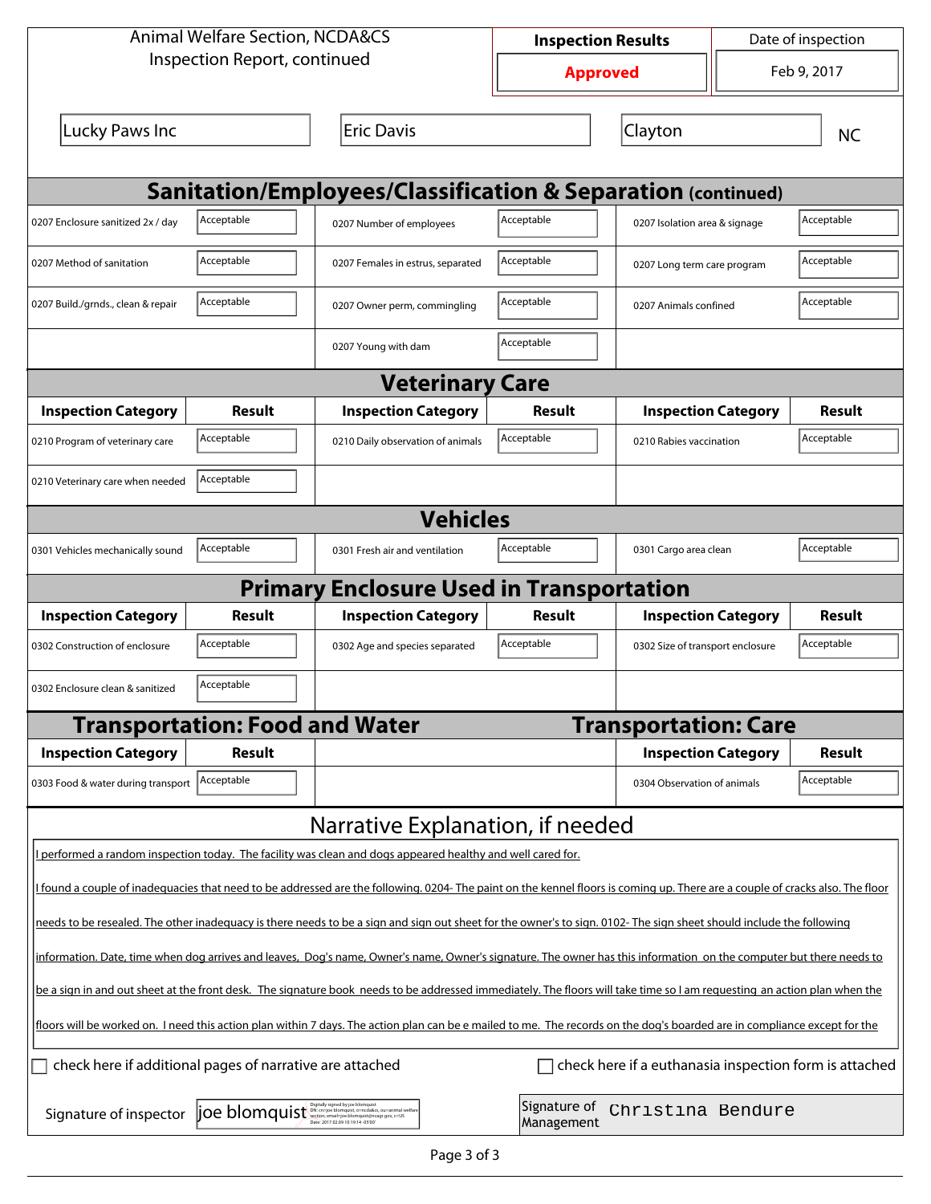Animal Welfare Section, NCDA&CS
Inspection Report, continued

| Inspection Results | Date of inspection |
|---|---|
| **Approved** | Feb 9, 2017 |

Lucky Paws Inc | Eric Davis | Clayton | NC

## Sanitation/Employees/Classification & Separation (continued)

| | | | | | |
|---|---|---|---|---|---|
| 0207 Enclosure sanitized 2x / day | Acceptable | 0207 Number of employees | Acceptable | 0207 Isolation area & signage | Acceptable |
| 0207 Method of sanitation | Acceptable | 0207 Females in estrus, separated | Acceptable | 0207 Long term care program | Acceptable |
| 0207 Build./grnds., clean & repair | Acceptable | 0207 Owner perm, commingling | Acceptable | 0207 Animals confined | Acceptable |
| | | 0207 Young with dam | Acceptable | | |

## Veterinary Care

| Inspection Category | Result | Inspection Category | Result | Inspection Category | Result |
|---|---|---|---|---|---|
| 0210 Program of veterinary care | Acceptable | 0210 Daily observation of animals | Acceptable | 0210 Rabies vaccination | Acceptable |
| 0210 Veterinary care when needed | Acceptable | | | | |

## Vehicles

| | | | | | |
|---|---|---|---|---|---|
| 0301 Vehicles mechanically sound | Acceptable | 0301 Fresh air and ventilation | Acceptable | 0301 Cargo area clean | Acceptable |

## Primary Enclosure Used in Transportation

| Inspection Category | Result | Inspection Category | Result | Inspection Category | Result |
|---|---|---|---|---|---|
| 0302 Construction of enclosure | Acceptable | 0302 Age and species separated | Acceptable | 0302 Size of transport enclosure | Acceptable |
| 0302 Enclosure clean & sanitized | Acceptable | | | | |

## Transportation: Food and Water

| Inspection Category | Result |
|---|---|
| 0303 Food & water during transport | Acceptable |

## Transportation: Care

| Inspection Category | Result |
|---|---|
| 0304 Observation of animals | Acceptable |

## Narrative Explanation, if needed

I performed a random inspection today. The facility was clean and dogs appeared healthy and well cared for.

I found a couple of inadequacies that need to be addressed are the following. 0204- The paint on the kennel floors is coming up. There are a couple of cracks also. The floor needs to be resealed. The other inadequacy is there needs to be a sign and sign out sheet for the owner's to sign. 0102- The sign sheet should include the following information. Date, time when dog arrives and leaves, Dog's name, Owner's name, Owner's signature. The owner has this information on the computer but there needs to be a sign in and out sheet at the front desk. The signature book needs to be addressed immediately. The floors will take time so I am requesting an action plan when the floors will be worked on. I need this action plan within 7 days. The action plan can be e mailed to me. The records on the dog's boarded are in compliance except for the

☐ check here if additional pages of narrative are attached

☐ check here if a euthanasia inspection form is attached

Signature of inspector: joe blomquist (Digitally signed by joe blomquist DN: cn=joe blomquist, o=ncda&cs, ou=animal welfare section, email=joe.blomquist@ncagr.gov, c=US Date: 2017.02.09 10:19:14 -05'00')

Signature of Management: Christina Bendure